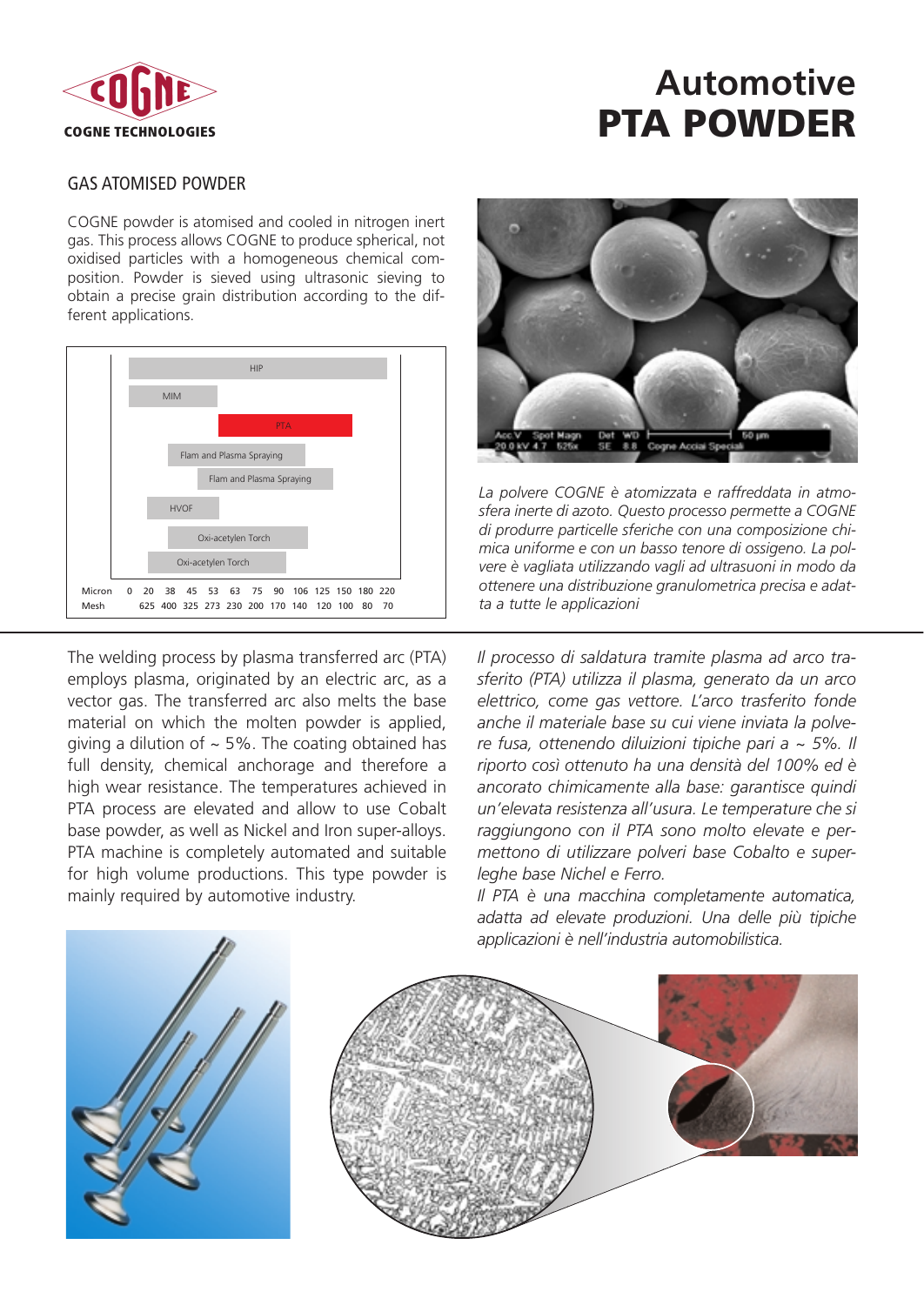COGNE TECHNOLOGIES

# Automotive PTA POWDER

## GAS ATOMISED POWDER

COGNE powder is atomised and cooled in nitrogen inert gas. This process allows COGNE to produce spherical, not oxidised particles with a homogeneous chemical composition. Powder is sieved using ultrasonic sieving to obtain a precise grain distribution according to the different applications.

HIP

MIM

PTA

Flam and Plasma Spraying

Flam and Plasma Spraying

HVOF

Oxi-acetylen Torch

Oxi-acetylen Torch

| Micron | 0 | 20 | 38 | 45 | 53 | 63 | 75 | 90 | 106 | 125 | 150 | 180 | 220 |
|---|---|---|---|---|---|---|---|---|---|---|---|---|---|
| Mesh | | 625 | 400 | 325 | 273 | 230 | 200 | 170 | 140 | 120 | 100 | 80 | 70 |

*La polvere COGNE è atomizzata e raffreddata in atmosfera inerte di azoto. Questo processo permette a COGNE di produrre particelle sferiche con una composizione chimica uniforme e con un basso tenore di ossigeno. La polvere è vagliata utilizzando vagli ad ultrasuoni in modo da ottenere una distribuzione granulometrica precisa e adatta a tutte le applicazioni*

The welding process by plasma transferred arc (PTA) employs plasma, originated by an electric arc, as a vector gas. The transferred arc also melts the base material on which the molten powder is applied, giving a dilution of ~ 5%. The coating obtained has full density, chemical anchorage and therefore a high wear resistance. The temperatures achieved in PTA process are elevated and allow to use Cobalt base powder, as well as Nickel and Iron super-alloys. PTA machine is completely automated and suitable for high volume productions. This type powder is mainly required by automotive industry.

*Il processo di saldatura tramite plasma ad arco trasferito (PTA) utilizza il plasma, generato da un arco elettrico, come gas vettore. L'arco trasferito fonde anche il materiale base su cui viene inviata la polvere fusa, ottenendo diluizioni tipiche pari a ~ 5%. Il riporto così ottenuto ha una densità del 100% ed è ancorato chimicamente alla base: garantisce quindi un'elevata resistenza all'usura. Le temperature che si raggiungono con il PTA sono molto elevate e permettono di utilizzare polveri base Cobalto e superleghe base Nichel e Ferro.*

*Il PTA è una macchina completamente automatica, adatta ad elevate produzioni. Una delle più tipiche applicazioni è nell'industria automobilistica.*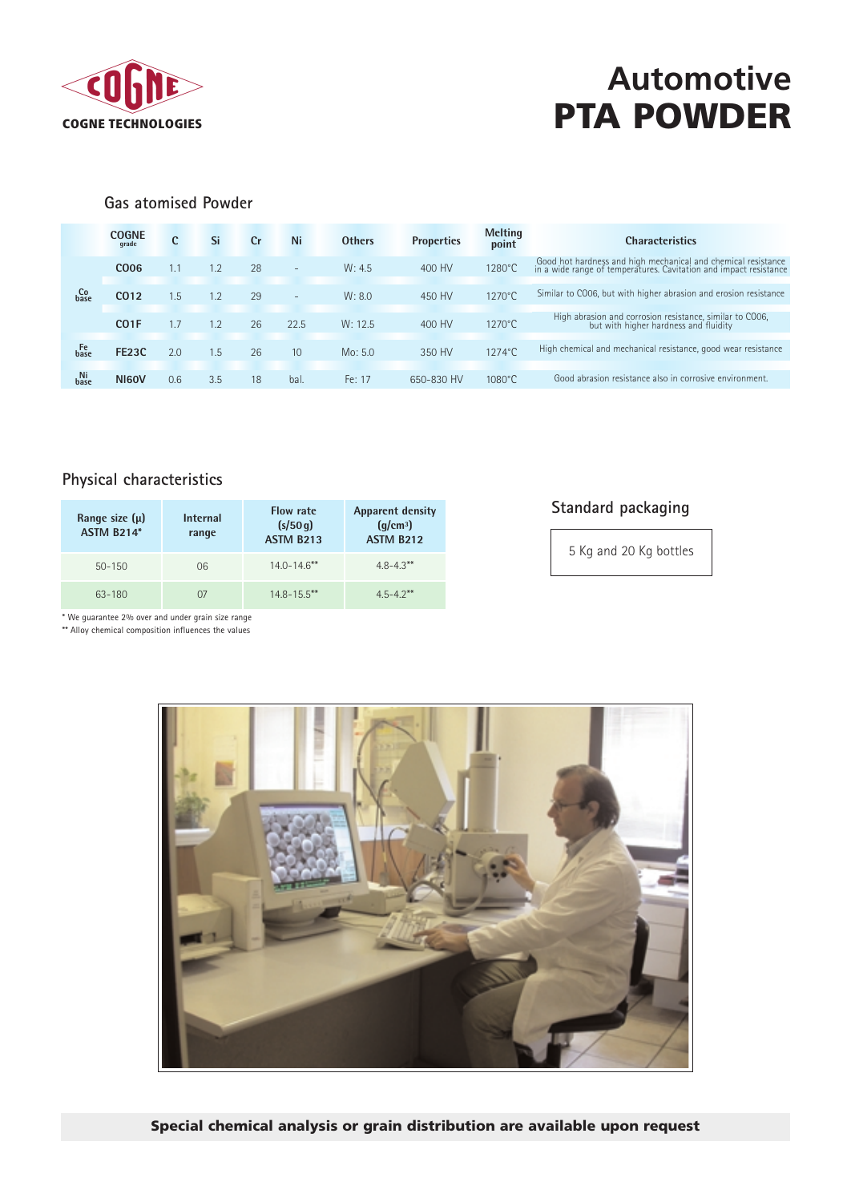COGNE TECHNOLOGIES

# Automotive
# PTA POWDER

## Gas atomised Powder

| | COGNE grade | C | Si | Cr | Ni | Others | Properties | Melting point | Characteristics |
|---|---|---|---|---|---|---|---|---|---|
| Co base | CO06 | 1.1 | 1.2 | 28 | - | W: 4.5 | 400 HV | 1280°C | Good hot hardness and high mechanical and chemical resistance in a wide range of temperatures. Cavitation and impact resistance |
| | CO12 | 1.5 | 1.2 | 29 | - | W: 8.0 | 450 HV | 1270°C | Similar to CO06, but with higher abrasion and erosion resistance |
| | CO1F | 1.7 | 1.2 | 26 | 22.5 | W: 12.5 | 400 HV | 1270°C | High abrasion and corrosion resistance, similar to CO06, but with higher hardness and fluidity |
| Fe base | FE23C | 2.0 | 1.5 | 26 | 10 | Mo: 5.0 | 350 HV | 1274°C | High chemical and mechanical resistance, good wear resistance |
| Ni base | NI60V | 0.6 | 3.5 | 18 | bal. | Fe: 17 | 650-830 HV | 1080°C | Good abrasion resistance also in corrosive environment. |

## Physical characteristics

| Range size (μ) ASTM B214* | Internal range | Flow rate (s/50 g) ASTM B213 | Apparent density (g/cm³) ASTM B212 |
|---|---|---|---|
| 50-150 | 06 | 14.0-14.6** | 4.8-4.3** |
| 63-180 | 07 | 14.8-15.5** | 4.5-4.2** |

\* We guarantee 2% over and under grain size range

\*\* Alloy chemical composition influences the values

## Standard packaging

5 Kg and 20 Kg bottles

**Special chemical analysis or grain distribution are available upon request**